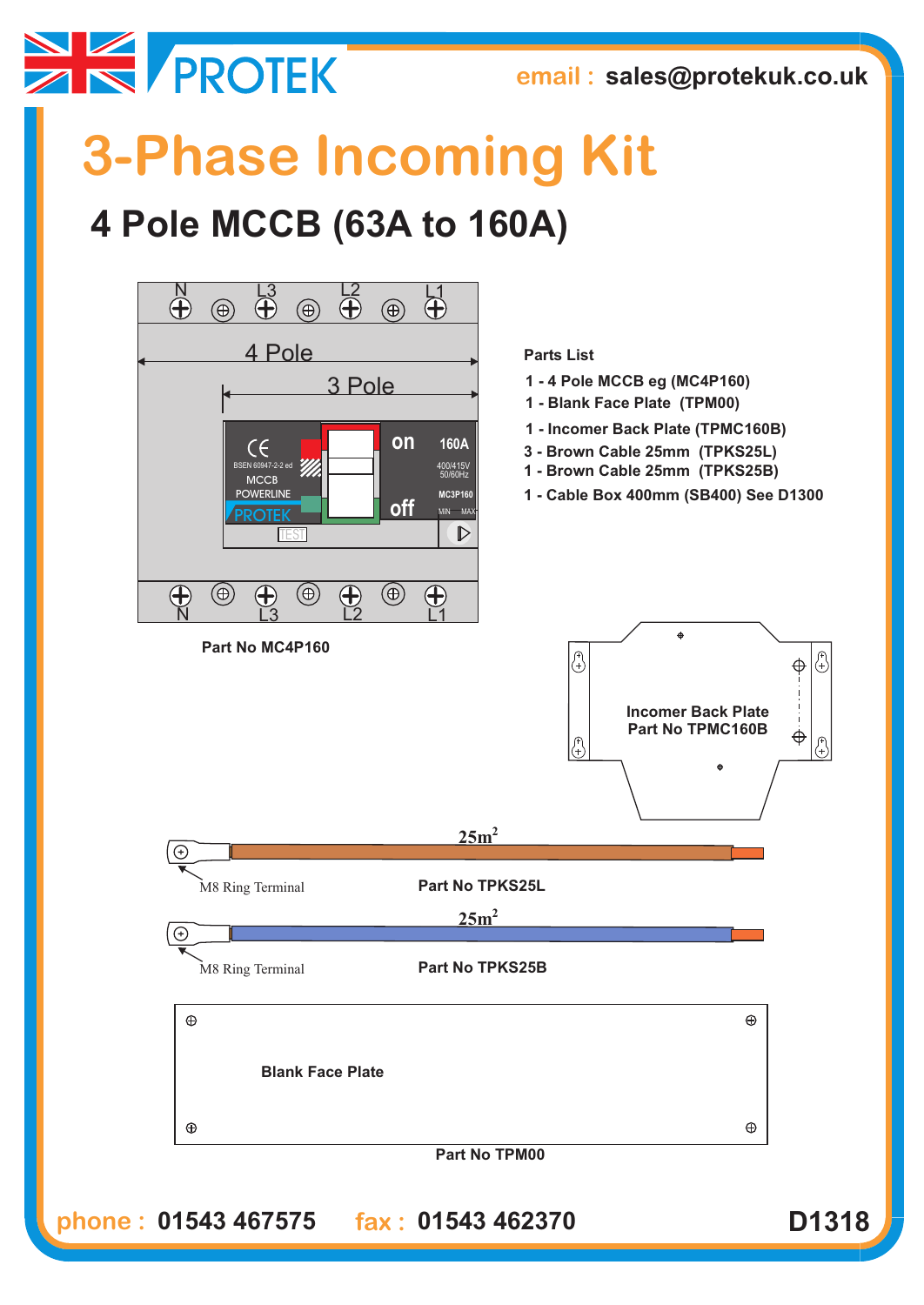PROTEK

email : sales@protekuk.co.uk

# 3-Phase Incoming Kit

## 4 Pole MCCB (63A to 160A)

N L3 L2 L1

4 Pole

3 Pole

BSEN 60947-2-2 ed
MCCB
POWERLINE
PROTEK
TEST

on 160A
400/415V 50/60Hz
MC3P160
off

N L3 L2 L1

Part No MC4P160

**Parts List**

- 1 - 4 Pole MCCB eg (MC4P160)
- 1 - Blank Face Plate (TPM00)
- 1 - Incomer Back Plate (TPMC160B)
- 3 - Brown Cable 25mm (TPKS25L)
- 1 - Brown Cable 25mm (TPKS25B)
- 1 - Cable Box 400mm (SB400) See D1300

Incomer Back Plate
Part No TPMC160B

$25m^2$

M8 Ring Terminal

Part No TPKS25L

$25m^2$

M8 Ring Terminal

Part No TPKS25B

Blank Face Plate

Part No TPM00

phone : 01543 467575 fax : 01543 462370

D1318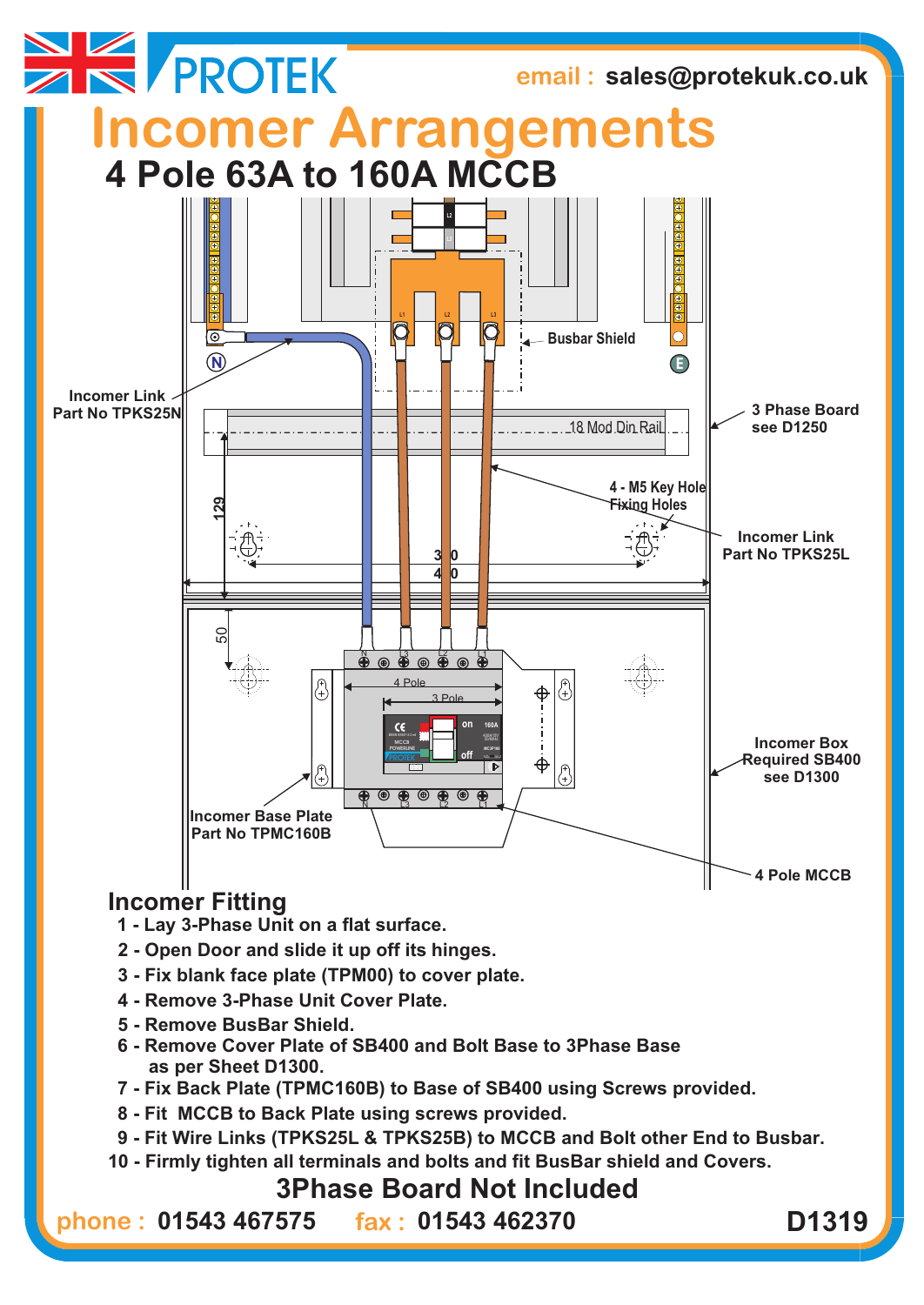PROTEK

email : sales@protekuk.co.uk

# Incomer Arrangements

## 4 Pole 63A to 160A MCCB

Incomer Link
Part No TPKS25N

Busbar Shield

3 Phase Board
see D1250

18 Mod Din Rail

4 - M5 Key Hole
Fixing Holes

Incomer Link
Part No TPKS25L

129

330

450

50

4 Pole

3 Pole

Incomer Box
Required SB400
see D1300

Incomer Base Plate
Part No TPMC160B

4 Pole MCCB

### Incomer Fitting

1 - Lay 3-Phase Unit on a flat surface.
2 - Open Door and slide it up off its hinges.
3 - Fix blank face plate (TPM00) to cover plate.
4 - Remove 3-Phase Unit Cover Plate.
5 - Remove BusBar Shield.
6 - Remove Cover Plate of SB400 and Bolt Base to 3Phase Base
    as per Sheet D1300.
7 - Fix Back Plate (TPMC160B) to Base of SB400 using Screws provided.
8 - Fit MCCB to Back Plate using screws provided.
9 - Fit Wire Links (TPKS25L & TPKS25B) to MCCB and Bolt other End to Busbar.
10 - Firmly tighten all terminals and bolts and fit BusBar shield and Covers.

**3Phase Board Not Included**

phone : 01543 467575 fax : 01543 462370

D1319